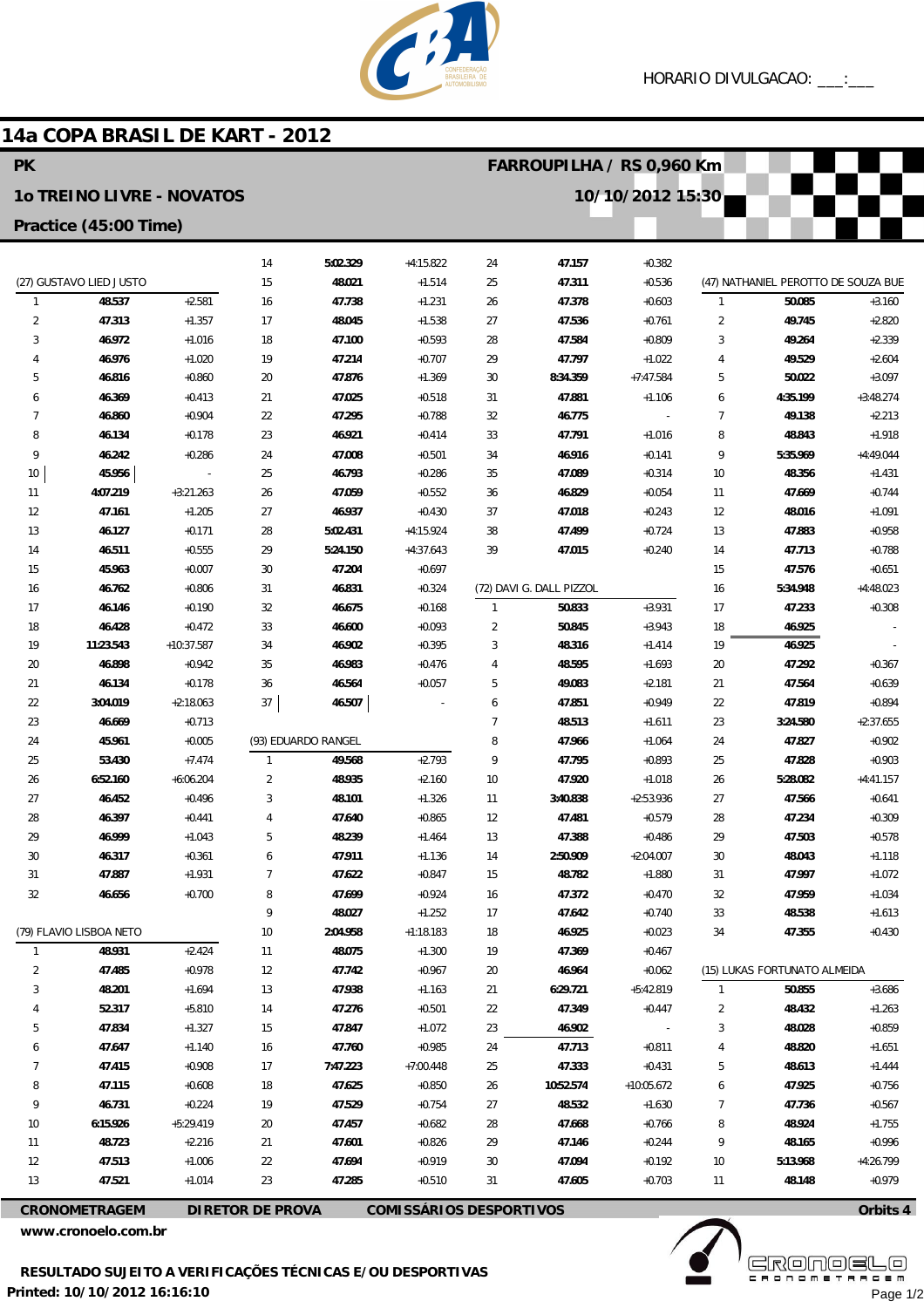HORARIO DIVULGACAO: ___:___

# 14a COPA BRASIL DE KART - 2012

## PK

**FARROUPILHA / RS 0,960 Km**

**1o TREINO LIVRE - NOVATOS**

**10/10/2012 15:30**

**Practice (45:00 Time)**

### (27) GUSTAVO LIED JUSTO

| Lap | Time | Diff |
|---|---|---|
| 1 | 48.537 | +2.581 |
| 2 | 47.313 | +1.357 |
| 3 | 46.972 | +1.016 |
| 4 | 46.976 | +1.020 |
| 5 | 46.816 | +0.860 |
| 6 | 46.369 | +0.413 |
| 7 | 46.860 | +0.904 |
| 8 | 46.134 | +0.178 |
| 9 | 46.242 | +0.286 |
| 10 | 45.956 | - |
| 11 | 4:07.219 | +3:21.263 |
| 12 | 47.161 | +1.205 |
| 13 | 46.127 | +0.171 |
| 14 | 46.511 | +0.555 |
| 15 | 45.963 | +0.007 |
| 16 | 46.762 | +0.806 |
| 17 | 46.146 | +0.190 |
| 18 | 46.428 | +0.472 |
| 19 | 11:23.543 | +10:37.587 |
| 20 | 46.898 | +0.942 |
| 21 | 46.134 | +0.178 |
| 22 | 3:04.019 | +2:18.063 |
| 23 | 46.669 | +0.713 |
| 24 | 45.961 | +0.005 |
| 25 | 53.430 | +7.474 |
| 26 | 6:52.160 | +6:06.204 |
| 27 | 46.452 | +0.496 |
| 28 | 46.397 | +0.441 |
| 29 | 46.999 | +1.043 |
| 30 | 46.317 | +0.361 |
| 31 | 47.887 | +1.931 |
| 32 | 46.656 | +0.700 |

### (79) FLAVIO LISBOA NETO

| Lap | Time | Diff |
|---|---|---|
| 1 | 48.931 | +2.424 |
| 2 | 47.485 | +0.978 |
| 3 | 48.201 | +1.694 |
| 4 | 52.317 | +5.810 |
| 5 | 47.834 | +1.327 |
| 6 | 47.647 | +1.140 |
| 7 | 47.415 | +0.908 |
| 8 | 47.115 | +0.608 |
| 9 | 46.731 | +0.224 |
| 10 | 6:15.926 | +5:29.419 |
| 11 | 48.723 | +2.216 |
| 12 | 47.513 | +1.006 |
| 13 | 47.521 | +1.014 |
| 14 | 5:02.329 | +4:15.822 |
| 15 | 48.021 | +1.514 |
| 16 | 47.738 | +1.231 |
| 17 | 48.045 | +1.538 |
| 18 | 47.100 | +0.593 |
| 19 | 47.214 | +0.707 |
| 20 | 47.876 | +1.369 |
| 21 | 47.025 | +0.518 |
| 22 | 47.295 | +0.788 |
| 23 | 46.921 | +0.414 |
| 24 | 47.008 | +0.501 |
| 25 | 46.793 | +0.286 |
| 26 | 47.059 | +0.552 |
| 27 | 46.937 | +0.430 |
| 28 | 5:02.431 | +4:15.924 |
| 29 | 5:24.150 | +4:37.643 |
| 30 | 47.204 | +0.697 |
| 31 | 46.831 | +0.324 |
| 32 | 46.675 | +0.168 |
| 33 | 46.600 | +0.093 |
| 34 | 46.902 | +0.395 |
| 35 | 46.983 | +0.476 |
| 36 | 46.564 | +0.057 |
| 37 | 46.507 | - |

### (93) EDUARDO RANGEL

| Lap | Time | Diff |
|---|---|---|
| 1 | 49.568 | +2.793 |
| 2 | 48.935 | +2.160 |
| 3 | 48.101 | +1.326 |
| 4 | 47.640 | +0.865 |
| 5 | 48.239 | +1.464 |
| 6 | 47.911 | +1.136 |
| 7 | 47.622 | +0.847 |
| 8 | 47.699 | +0.924 |
| 9 | 48.027 | +1.252 |
| 10 | 2:04.958 | +1:18.183 |
| 11 | 48.075 | +1.300 |
| 12 | 47.742 | +0.967 |
| 13 | 47.938 | +1.163 |
| 14 | 47.276 | +0.501 |
| 15 | 47.847 | +1.072 |
| 16 | 47.760 | +0.985 |
| 17 | 7:47.223 | +7:00.448 |
| 18 | 47.625 | +0.850 |
| 19 | 47.529 | +0.754 |
| 20 | 47.457 | +0.682 |
| 21 | 47.601 | +0.826 |
| 22 | 47.694 | +0.919 |
| 23 | 47.285 | +0.510 |
| 24 | 47.157 | +0.382 |
| 25 | 47.311 | +0.536 |
| 26 | 47.378 | +0.603 |
| 27 | 47.536 | +0.761 |
| 28 | 47.584 | +0.809 |
| 29 | 47.797 | +1.022 |
| 30 | 8:34.359 | +7:47.584 |
| 31 | 47.881 | +1.106 |
| 32 | 46.775 | - |
| 33 | 47.791 | +1.016 |
| 34 | 46.916 | +0.141 |
| 35 | 47.089 | +0.314 |
| 36 | 46.829 | +0.054 |
| 37 | 47.018 | +0.243 |
| 38 | 47.499 | +0.724 |
| 39 | 47.015 | +0.240 |

### (72) DAVI G. DALL PIZZOL

| Lap | Time | Diff |
|---|---|---|
| 1 | 50.833 | +3.931 |
| 2 | 50.845 | +3.943 |
| 3 | 48.316 | +1.414 |
| 4 | 48.595 | +1.693 |
| 5 | 49.083 | +2.181 |
| 6 | 47.851 | +0.949 |
| 7 | 48.513 | +1.611 |
| 8 | 47.966 | +1.064 |
| 9 | 47.795 | +0.893 |
| 10 | 47.920 | +1.018 |
| 11 | 3:40.838 | +2:53.936 |
| 12 | 47.481 | +0.579 |
| 13 | 47.388 | +0.486 |
| 14 | 2:50.909 | +2:04.007 |
| 15 | 48.782 | +1.880 |
| 16 | 47.372 | +0.470 |
| 17 | 47.642 | +0.740 |
| 18 | 46.925 | +0.023 |
| 19 | 47.369 | +0.467 |
| 20 | 46.964 | +0.062 |
| 21 | 6:29.721 | +5:42.819 |
| 22 | 47.349 | +0.447 |
| 23 | 46.902 | - |
| 24 | 47.713 | +0.811 |
| 25 | 47.333 | +0.431 |
| 26 | 10:52.574 | +10:05.672 |
| 27 | 48.532 | +1.630 |
| 28 | 47.668 | +0.766 |
| 29 | 47.146 | +0.244 |
| 30 | 47.094 | +0.192 |
| 31 | 47.605 | +0.703 |

### (47) NATHANIEL PEROTTO DE SOUZA BUE

| Lap | Time | Diff |
|---|---|---|
| 1 | 50.085 | +3.160 |
| 2 | 49.745 | +2.820 |
| 3 | 49.264 | +2.339 |
| 4 | 49.529 | +2.604 |
| 5 | 50.022 | +3.097 |
| 6 | 4:35.199 | +3:48.274 |
| 7 | 49.138 | +2.213 |
| 8 | 48.843 | +1.918 |
| 9 | 5:35.969 | +4:49.044 |
| 10 | 48.356 | +1.431 |
| 11 | 47.669 | +0.744 |
| 12 | 48.016 | +1.091 |
| 13 | 47.883 | +0.958 |
| 14 | 47.713 | +0.788 |
| 15 | 47.576 | +0.651 |
| 16 | 5:34.948 | +4:48.023 |
| 17 | 47.233 | +0.308 |
| 18 | 46.925 | - |
| 19 | 46.925 | - |
| 20 | 47.292 | +0.367 |
| 21 | 47.564 | +0.639 |
| 22 | 47.819 | +0.894 |
| 23 | 3:24.580 | +2:37.655 |
| 24 | 47.827 | +0.902 |
| 25 | 47.828 | +0.903 |
| 26 | 5:28.082 | +4:41.157 |
| 27 | 47.566 | +0.641 |
| 28 | 47.234 | +0.309 |
| 29 | 47.503 | +0.578 |
| 30 | 48.043 | +1.118 |
| 31 | 47.997 | +1.072 |
| 32 | 47.959 | +1.034 |
| 33 | 48.538 | +1.613 |
| 34 | 47.355 | +0.430 |

### (15) LUKAS FORTUNATO ALMEIDA

| Lap | Time | Diff |
|---|---|---|
| 1 | 50.855 | +3.686 |
| 2 | 48.432 | +1.263 |
| 3 | 48.028 | +0.859 |
| 4 | 48.820 | +1.651 |
| 5 | 48.613 | +1.444 |
| 6 | 47.925 | +0.756 |
| 7 | 47.736 | +0.567 |
| 8 | 48.924 | +1.755 |
| 9 | 48.165 | +0.996 |
| 10 | 5:13.968 | +4:26.799 |
| 11 | 48.148 | +0.979 |

**CRONOMETRAGEM** | **DIRETOR DE PROVA** | **COMISSÁRIOS DESPORTIVOS** | **Orbits 4**

www.cronoelo.com.br

**RESULTADO SUJEITO A VERIFICAÇÕES TÉCNICAS E/OU DESPORTIVAS**

**Printed: 10/10/2012 16:16:10**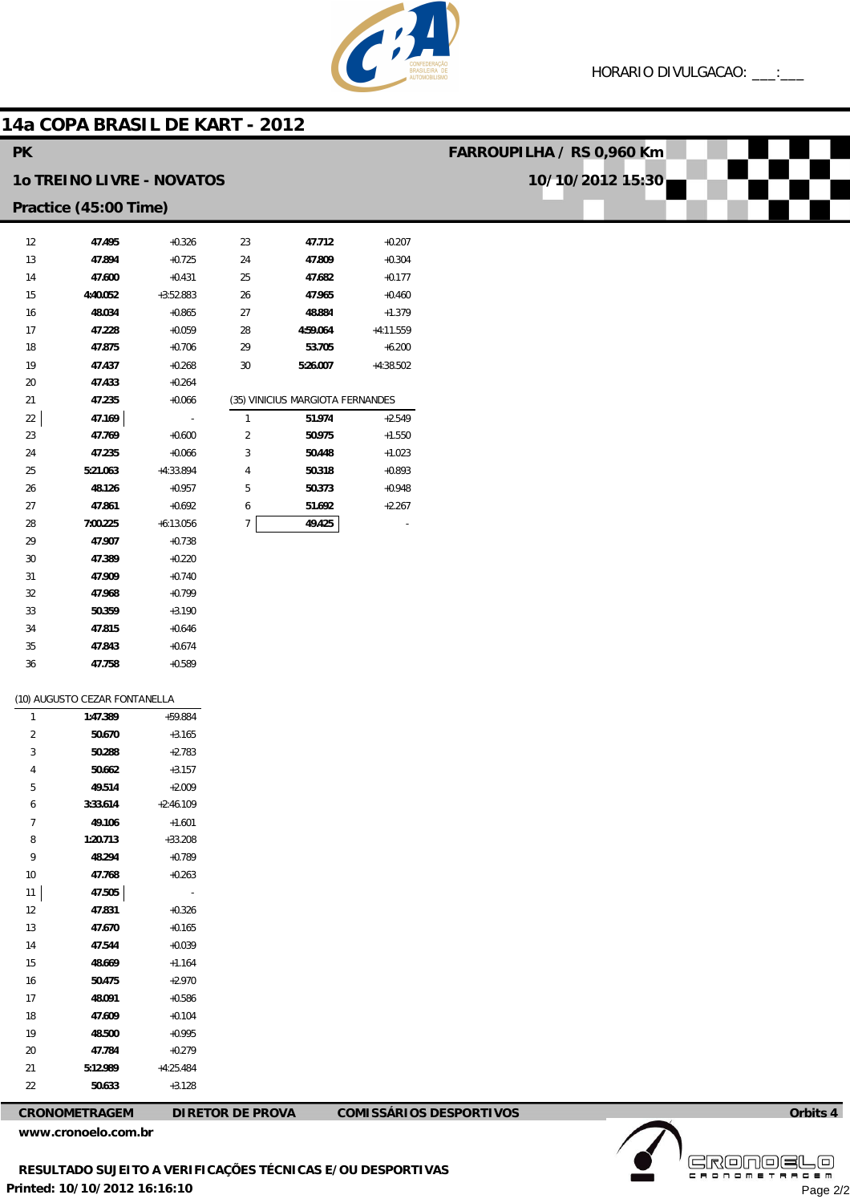HORARIO DIVULGACAO: ___:___

# 14a COPA BRASIL DE KART - 2012

## PK

**FARROUPILHA / RS 0,960 Km**

**1o TREINO LIVRE - NOVATOS**

**10/10/2012 15:30**

**Practice (45:00 Time)**

| | | |
|---|---|---|
| 12 | 47.495 | +0.326 |
| 13 | 47.894 | +0.725 |
| 14 | 47.600 | +0.431 |
| 15 | 4:40.052 | +3:52.883 |
| 16 | 48.034 | +0.865 |
| 17 | 47.228 | +0.059 |
| 18 | 47.875 | +0.706 |
| 19 | 47.437 | +0.268 |
| 20 | 47.433 | +0.264 |
| 21 | 47.235 | +0.066 |
| 22 | 47.169 | - |
| 23 | 47.769 | +0.600 |
| 24 | 47.235 | +0.066 |
| 25 | 5:21.063 | +4:33.894 |
| 26 | 48.126 | +0.957 |
| 27 | 47.861 | +0.692 |
| 28 | 7:00.225 | +6:13.056 |
| 29 | 47.907 | +0.738 |
| 30 | 47.389 | +0.220 |
| 31 | 47.909 | +0.740 |
| 32 | 47.968 | +0.799 |
| 33 | 50.359 | +3.190 |
| 34 | 47.815 | +0.646 |
| 35 | 47.843 | +0.674 |
| 36 | 47.758 | +0.589 |

(10) AUGUSTO CEZAR FONTANELLA

| | | |
|---|---|---|
| 1 | 1:47.389 | +59.884 |
| 2 | 50.670 | +3.165 |
| 3 | 50.288 | +2.783 |
| 4 | 50.662 | +3.157 |
| 5 | 49.514 | +2.009 |
| 6 | 3:33.614 | +2:46.109 |
| 7 | 49.106 | +1.601 |
| 8 | 1:20.713 | +33.208 |
| 9 | 48.294 | +0.789 |
| 10 | 47.768 | +0.263 |
| 11 | 47.505 | - |
| 12 | 47.831 | +0.326 |
| 13 | 47.670 | +0.165 |
| 14 | 47.544 | +0.039 |
| 15 | 48.669 | +1.164 |
| 16 | 50.475 | +2.970 |
| 17 | 48.091 | +0.586 |
| 18 | 47.609 | +0.104 |
| 19 | 48.500 | +0.995 |
| 20 | 47.784 | +0.279 |
| 21 | 5:12.989 | +4:25.484 |
| 22 | 50.633 | +3.128 |

| | | |
|---|---|---|
| 23 | 47.712 | +0.207 |
| 24 | 47.809 | +0.304 |
| 25 | 47.682 | +0.177 |
| 26 | 47.965 | +0.460 |
| 27 | 48.884 | +1.379 |
| 28 | 4:59.064 | +4:11.559 |
| 29 | 53.705 | +6.200 |
| 30 | 5:26.007 | +4:38.502 |

(35) VINICIUS MARGIOTA FERNANDES

| | | |
|---|---|---|
| 1 | 51.974 | +2.549 |
| 2 | 50.975 | +1.550 |
| 3 | 50.448 | +1.023 |
| 4 | 50.318 | +0.893 |
| 5 | 50.373 | +0.948 |
| 6 | 51.692 | +2.267 |
| 7 | 49.425 | - |

**CRONOMETRAGEM** **DIRETOR DE PROVA** **COMISSÁRIOS DESPORTIVOS** **Orbits 4**

**www.cronoelo.com.br**

**RESULTADO SUJEITO A VERIFICAÇÕES TÉCNICAS E/OU DESPORTIVAS**

**Printed: 10/10/2012 16:16:10**